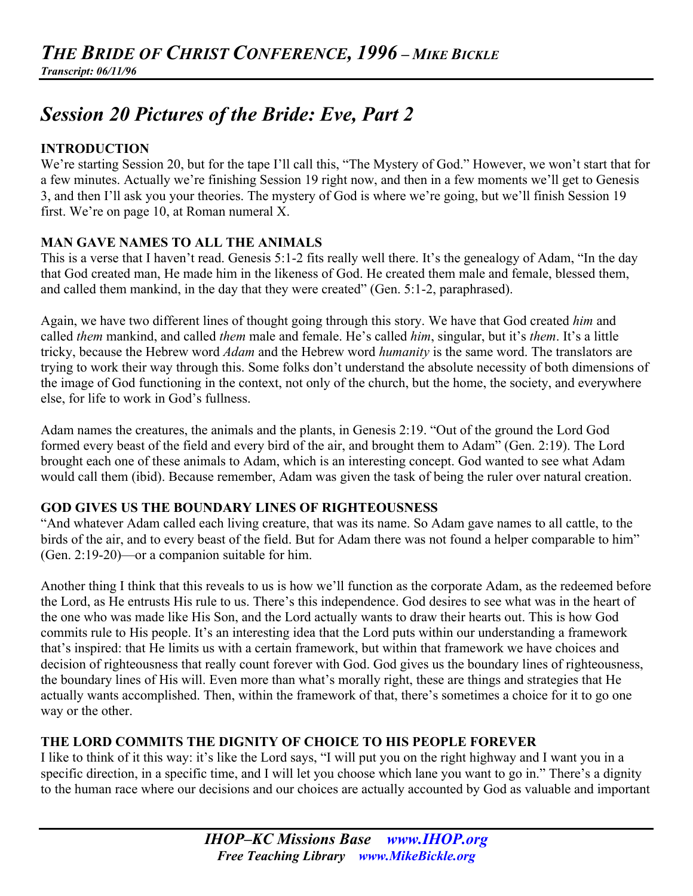# *THE BRIDE OF CHRIST CONFERENCE, 1996 – MIKE BICKLE*

***Transcript: 06/11/96***

## *Session 20 Pictures of the Bride: Eve, Part 2*

### INTRODUCTION

We're starting Session 20, but for the tape I'll call this, "The Mystery of God." However, we won't start that for a few minutes. Actually we're finishing Session 19 right now, and then in a few moments we'll get to Genesis 3, and then I'll ask you your theories. The mystery of God is where we're going, but we'll finish Session 19 first. We're on page 10, at Roman numeral X.

### MAN GAVE NAMES TO ALL THE ANIMALS

This is a verse that I haven't read. Genesis 5:1-2 fits really well there. It's the genealogy of Adam, "In the day that God created man, He made him in the likeness of God. He created them male and female, blessed them, and called them mankind, in the day that they were created" (Gen. 5:1-2, paraphrased).

Again, we have two different lines of thought going through this story. We have that God created *him* and called *them* mankind, and called *them* male and female. He's called *him*, singular, but it's *them*. It's a little tricky, because the Hebrew word *Adam* and the Hebrew word *humanity* is the same word. The translators are trying to work their way through this. Some folks don't understand the absolute necessity of both dimensions of the image of God functioning in the context, not only of the church, but the home, the society, and everywhere else, for life to work in God's fullness.

Adam names the creatures, the animals and the plants, in Genesis 2:19. "Out of the ground the Lord God formed every beast of the field and every bird of the air, and brought them to Adam" (Gen. 2:19). The Lord brought each one of these animals to Adam, which is an interesting concept. God wanted to see what Adam would call them (ibid). Because remember, Adam was given the task of being the ruler over natural creation.

### GOD GIVES US THE BOUNDARY LINES OF RIGHTEOUSNESS

"And whatever Adam called each living creature, that was its name. So Adam gave names to all cattle, to the birds of the air, and to every beast of the field. But for Adam there was not found a helper comparable to him" (Gen. 2:19-20)—or a companion suitable for him.

Another thing I think that this reveals to us is how we'll function as the corporate Adam, as the redeemed before the Lord, as He entrusts His rule to us. There's this independence. God desires to see what was in the heart of the one who was made like His Son, and the Lord actually wants to draw their hearts out. This is how God commits rule to His people. It's an interesting idea that the Lord puts within our understanding a framework that's inspired: that He limits us with a certain framework, but within that framework we have choices and decision of righteousness that really count forever with God. God gives us the boundary lines of righteousness, the boundary lines of His will. Even more than what's morally right, these are things and strategies that He actually wants accomplished. Then, within the framework of that, there's sometimes a choice for it to go one way or the other.

### THE LORD COMMITS THE DIGNITY OF CHOICE TO HIS PEOPLE FOREVER

I like to think of it this way: it's like the Lord says, "I will put you on the right highway and I want you in a specific direction, in a specific time, and I will let you choose which lane you want to go in." There's a dignity to the human race where our decisions and our choices are actually accounted by God as valuable and important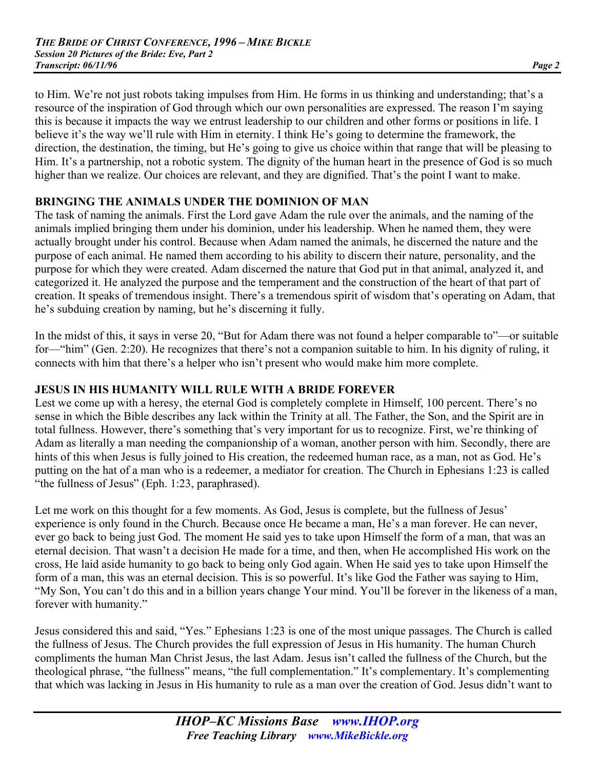to Him. We're not just robots taking impulses from Him. He forms in us thinking and understanding; that's a resource of the inspiration of God through which our own personalities are expressed. The reason I'm saying this is because it impacts the way we entrust leadership to our children and other forms or positions in life. I believe it's the way we'll rule with Him in eternity. I think He's going to determine the framework, the direction, the destination, the timing, but He's going to give us choice within that range that will be pleasing to Him. It's a partnership, not a robotic system. The dignity of the human heart in the presence of God is so much higher than we realize. Our choices are relevant, and they are dignified. That's the point I want to make.

## BRINGING THE ANIMALS UNDER THE DOMINION OF MAN

The task of naming the animals. First the Lord gave Adam the rule over the animals, and the naming of the animals implied bringing them under his dominion, under his leadership. When he named them, they were actually brought under his control. Because when Adam named the animals, he discerned the nature and the purpose of each animal. He named them according to his ability to discern their nature, personality, and the purpose for which they were created. Adam discerned the nature that God put in that animal, analyzed it, and categorized it. He analyzed the purpose and the temperament and the construction of the heart of that part of creation. It speaks of tremendous insight. There's a tremendous spirit of wisdom that's operating on Adam, that he's subduing creation by naming, but he's discerning it fully.

In the midst of this, it says in verse 20, "But for Adam there was not found a helper comparable to"—or suitable for—"him" (Gen. 2:20). He recognizes that there's not a companion suitable to him. In his dignity of ruling, it connects with him that there's a helper who isn't present who would make him more complete.

## JESUS IN HIS HUMANITY WILL RULE WITH A BRIDE FOREVER

Lest we come up with a heresy, the eternal God is completely complete in Himself, 100 percent. There's no sense in which the Bible describes any lack within the Trinity at all. The Father, the Son, and the Spirit are in total fullness. However, there's something that's very important for us to recognize. First, we're thinking of Adam as literally a man needing the companionship of a woman, another person with him. Secondly, there are hints of this when Jesus is fully joined to His creation, the redeemed human race, as a man, not as God. He's putting on the hat of a man who is a redeemer, a mediator for creation. The Church in Ephesians 1:23 is called "the fullness of Jesus" (Eph. 1:23, paraphrased).

Let me work on this thought for a few moments. As God, Jesus is complete, but the fullness of Jesus' experience is only found in the Church. Because once He became a man, He's a man forever. He can never, ever go back to being just God. The moment He said yes to take upon Himself the form of a man, that was an eternal decision. That wasn't a decision He made for a time, and then, when He accomplished His work on the cross, He laid aside humanity to go back to being only God again. When He said yes to take upon Himself the form of a man, this was an eternal decision. This is so powerful. It's like God the Father was saying to Him, "My Son, You can't do this and in a billion years change Your mind. You'll be forever in the likeness of a man, forever with humanity."

Jesus considered this and said, "Yes." Ephesians 1:23 is one of the most unique passages. The Church is called the fullness of Jesus. The Church provides the full expression of Jesus in His humanity. The human Church compliments the human Man Christ Jesus, the last Adam. Jesus isn't called the fullness of the Church, but the theological phrase, "the fullness" means, "the full complementation." It's complementary. It's complementing that which was lacking in Jesus in His humanity to rule as a man over the creation of God. Jesus didn't want to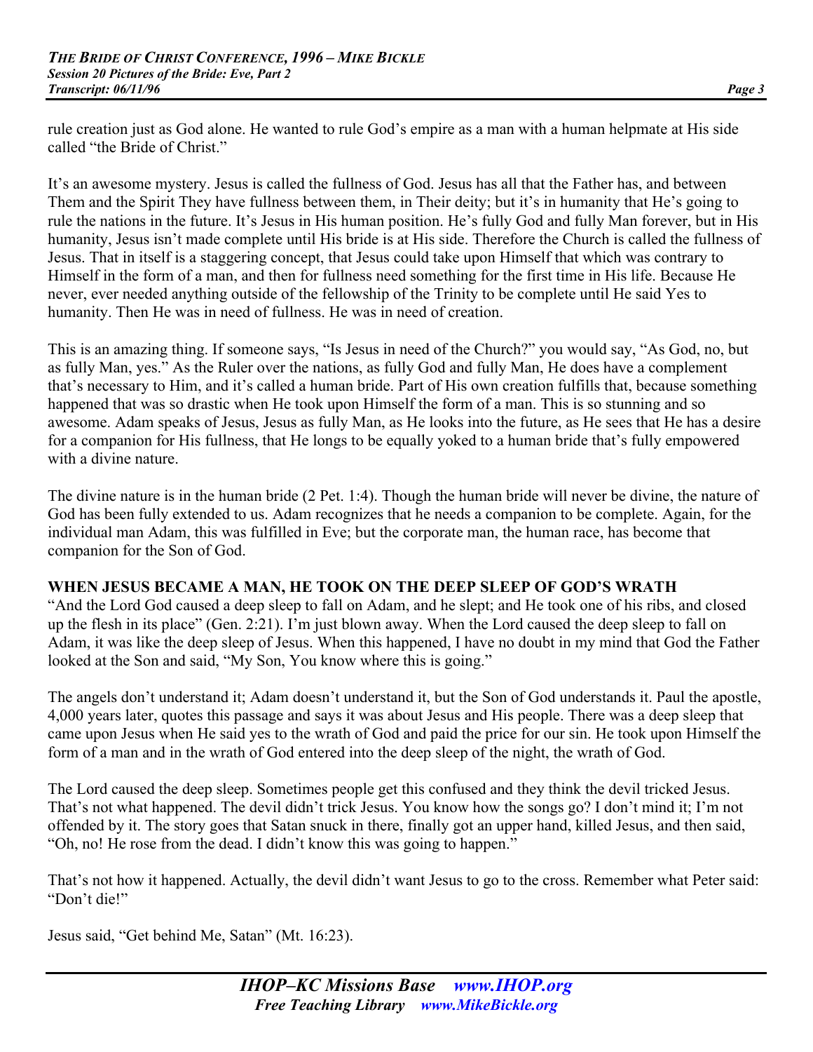rule creation just as God alone. He wanted to rule God's empire as a man with a human helpmate at His side called "the Bride of Christ."

It's an awesome mystery. Jesus is called the fullness of God. Jesus has all that the Father has, and between Them and the Spirit They have fullness between them, in Their deity; but it's in humanity that He's going to rule the nations in the future. It's Jesus in His human position. He's fully God and fully Man forever, but in His humanity, Jesus isn't made complete until His bride is at His side. Therefore the Church is called the fullness of Jesus. That in itself is a staggering concept, that Jesus could take upon Himself that which was contrary to Himself in the form of a man, and then for fullness need something for the first time in His life. Because He never, ever needed anything outside of the fellowship of the Trinity to be complete until He said Yes to humanity. Then He was in need of fullness. He was in need of creation.

This is an amazing thing. If someone says, "Is Jesus in need of the Church?" you would say, "As God, no, but as fully Man, yes." As the Ruler over the nations, as fully God and fully Man, He does have a complement that's necessary to Him, and it's called a human bride. Part of His own creation fulfills that, because something happened that was so drastic when He took upon Himself the form of a man. This is so stunning and so awesome. Adam speaks of Jesus, Jesus as fully Man, as He looks into the future, as He sees that He has a desire for a companion for His fullness, that He longs to be equally yoked to a human bride that's fully empowered with a divine nature.

The divine nature is in the human bride (2 Pet. 1:4). Though the human bride will never be divine, the nature of God has been fully extended to us. Adam recognizes that he needs a companion to be complete. Again, for the individual man Adam, this was fulfilled in Eve; but the corporate man, the human race, has become that companion for the Son of God.

**WHEN JESUS BECAME A MAN, HE TOOK ON THE DEEP SLEEP OF GOD'S WRATH**

"And the Lord God caused a deep sleep to fall on Adam, and he slept; and He took one of his ribs, and closed up the flesh in its place" (Gen. 2:21). I'm just blown away. When the Lord caused the deep sleep to fall on Adam, it was like the deep sleep of Jesus. When this happened, I have no doubt in my mind that God the Father looked at the Son and said, "My Son, You know where this is going."

The angels don't understand it; Adam doesn't understand it, but the Son of God understands it. Paul the apostle, 4,000 years later, quotes this passage and says it was about Jesus and His people. There was a deep sleep that came upon Jesus when He said yes to the wrath of God and paid the price for our sin. He took upon Himself the form of a man and in the wrath of God entered into the deep sleep of the night, the wrath of God.

The Lord caused the deep sleep. Sometimes people get this confused and they think the devil tricked Jesus. That's not what happened. The devil didn't trick Jesus. You know how the songs go? I don't mind it; I'm not offended by it. The story goes that Satan snuck in there, finally got an upper hand, killed Jesus, and then said, "Oh, no! He rose from the dead. I didn't know this was going to happen."

That's not how it happened. Actually, the devil didn't want Jesus to go to the cross. Remember what Peter said: "Don't die!"

Jesus said, "Get behind Me, Satan" (Mt. 16:23).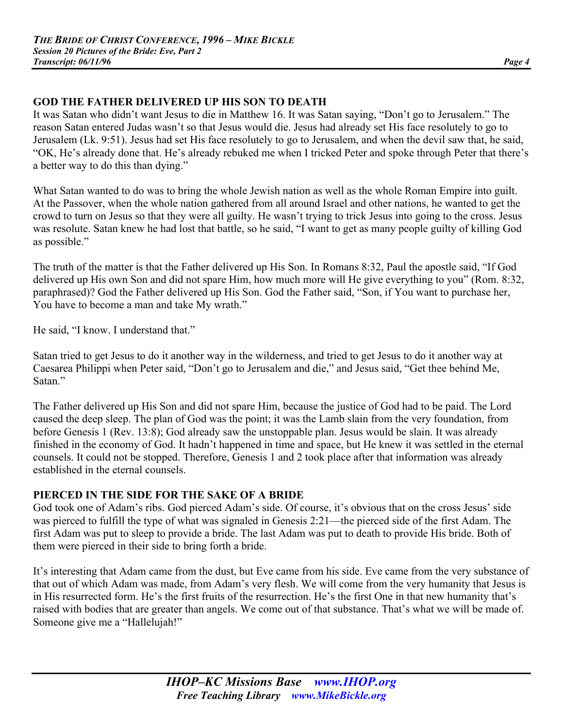## GOD THE FATHER DELIVERED UP HIS SON TO DEATH

It was Satan who didn't want Jesus to die in Matthew 16. It was Satan saying, "Don't go to Jerusalem." The reason Satan entered Judas wasn't so that Jesus would die. Jesus had already set His face resolutely to go to Jerusalem (Lk. 9:51). Jesus had set His face resolutely to go to Jerusalem, and when the devil saw that, he said, "OK, He's already done that. He's already rebuked me when I tricked Peter and spoke through Peter that there's a better way to do this than dying."

What Satan wanted to do was to bring the whole Jewish nation as well as the whole Roman Empire into guilt. At the Passover, when the whole nation gathered from all around Israel and other nations, he wanted to get the crowd to turn on Jesus so that they were all guilty. He wasn't trying to trick Jesus into going to the cross. Jesus was resolute. Satan knew he had lost that battle, so he said, "I want to get as many people guilty of killing God as possible."

The truth of the matter is that the Father delivered up His Son. In Romans 8:32, Paul the apostle said, "If God delivered up His own Son and did not spare Him, how much more will He give everything to you" (Rom. 8:32, paraphrased)? God the Father delivered up His Son. God the Father said, "Son, if You want to purchase her, You have to become a man and take My wrath."

He said, "I know. I understand that."

Satan tried to get Jesus to do it another way in the wilderness, and tried to get Jesus to do it another way at Caesarea Philippi when Peter said, "Don't go to Jerusalem and die," and Jesus said, "Get thee behind Me, Satan."

The Father delivered up His Son and did not spare Him, because the justice of God had to be paid. The Lord caused the deep sleep. The plan of God was the point; it was the Lamb slain from the very foundation, from before Genesis 1 (Rev. 13:8); God already saw the unstoppable plan. Jesus would be slain. It was already finished in the economy of God. It hadn't happened in time and space, but He knew it was settled in the eternal counsels. It could not be stopped. Therefore, Genesis 1 and 2 took place after that information was already established in the eternal counsels.

## PIERCED IN THE SIDE FOR THE SAKE OF A BRIDE

God took one of Adam's ribs. God pierced Adam's side. Of course, it's obvious that on the cross Jesus' side was pierced to fulfill the type of what was signaled in Genesis 2:21—the pierced side of the first Adam. The first Adam was put to sleep to provide a bride. The last Adam was put to death to provide His bride. Both of them were pierced in their side to bring forth a bride.

It's interesting that Adam came from the dust, but Eve came from his side. Eve came from the very substance of that out of which Adam was made, from Adam's very flesh. We will come from the very humanity that Jesus is in His resurrected form. He's the first fruits of the resurrection. He's the first One in that new humanity that's raised with bodies that are greater than angels. We come out of that substance. That's what we will be made of. Someone give me a "Hallelujah!"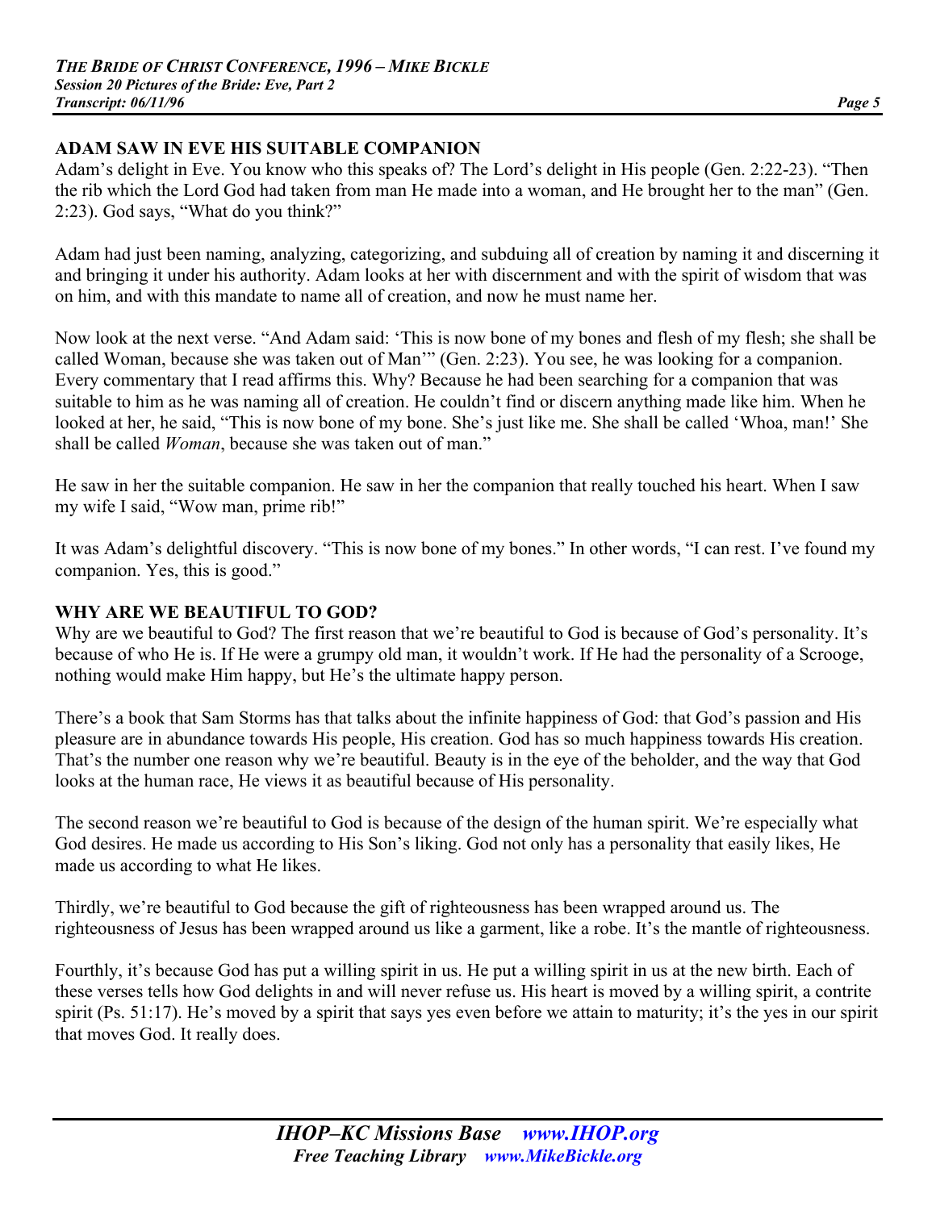## ADAM SAW IN EVE HIS SUITABLE COMPANION

Adam's delight in Eve. You know who this speaks of? The Lord's delight in His people (Gen. 2:22-23). "Then the rib which the Lord God had taken from man He made into a woman, and He brought her to the man" (Gen. 2:23). God says, "What do you think?"

Adam had just been naming, analyzing, categorizing, and subduing all of creation by naming it and discerning it and bringing it under his authority. Adam looks at her with discernment and with the spirit of wisdom that was on him, and with this mandate to name all of creation, and now he must name her.

Now look at the next verse. "And Adam said: 'This is now bone of my bones and flesh of my flesh; she shall be called Woman, because she was taken out of Man'" (Gen. 2:23). You see, he was looking for a companion. Every commentary that I read affirms this. Why? Because he had been searching for a companion that was suitable to him as he was naming all of creation. He couldn't find or discern anything made like him. When he looked at her, he said, "This is now bone of my bone. She's just like me. She shall be called 'Whoa, man!' She shall be called *Woman*, because she was taken out of man."

He saw in her the suitable companion. He saw in her the companion that really touched his heart. When I saw my wife I said, "Wow man, prime rib!"

It was Adam's delightful discovery. "This is now bone of my bones." In other words, "I can rest. I've found my companion. Yes, this is good."

## WHY ARE WE BEAUTIFUL TO GOD?

Why are we beautiful to God? The first reason that we're beautiful to God is because of God's personality. It's because of who He is. If He were a grumpy old man, it wouldn't work. If He had the personality of a Scrooge, nothing would make Him happy, but He's the ultimate happy person.

There's a book that Sam Storms has that talks about the infinite happiness of God: that God's passion and His pleasure are in abundance towards His people, His creation. God has so much happiness towards His creation. That's the number one reason why we're beautiful. Beauty is in the eye of the beholder, and the way that God looks at the human race, He views it as beautiful because of His personality.

The second reason we're beautiful to God is because of the design of the human spirit. We're especially what God desires. He made us according to His Son's liking. God not only has a personality that easily likes, He made us according to what He likes.

Thirdly, we're beautiful to God because the gift of righteousness has been wrapped around us. The righteousness of Jesus has been wrapped around us like a garment, like a robe. It's the mantle of righteousness.

Fourthly, it's because God has put a willing spirit in us. He put a willing spirit in us at the new birth. Each of these verses tells how God delights in and will never refuse us. His heart is moved by a willing spirit, a contrite spirit (Ps. 51:17). He's moved by a spirit that says yes even before we attain to maturity; it's the yes in our spirit that moves God. It really does.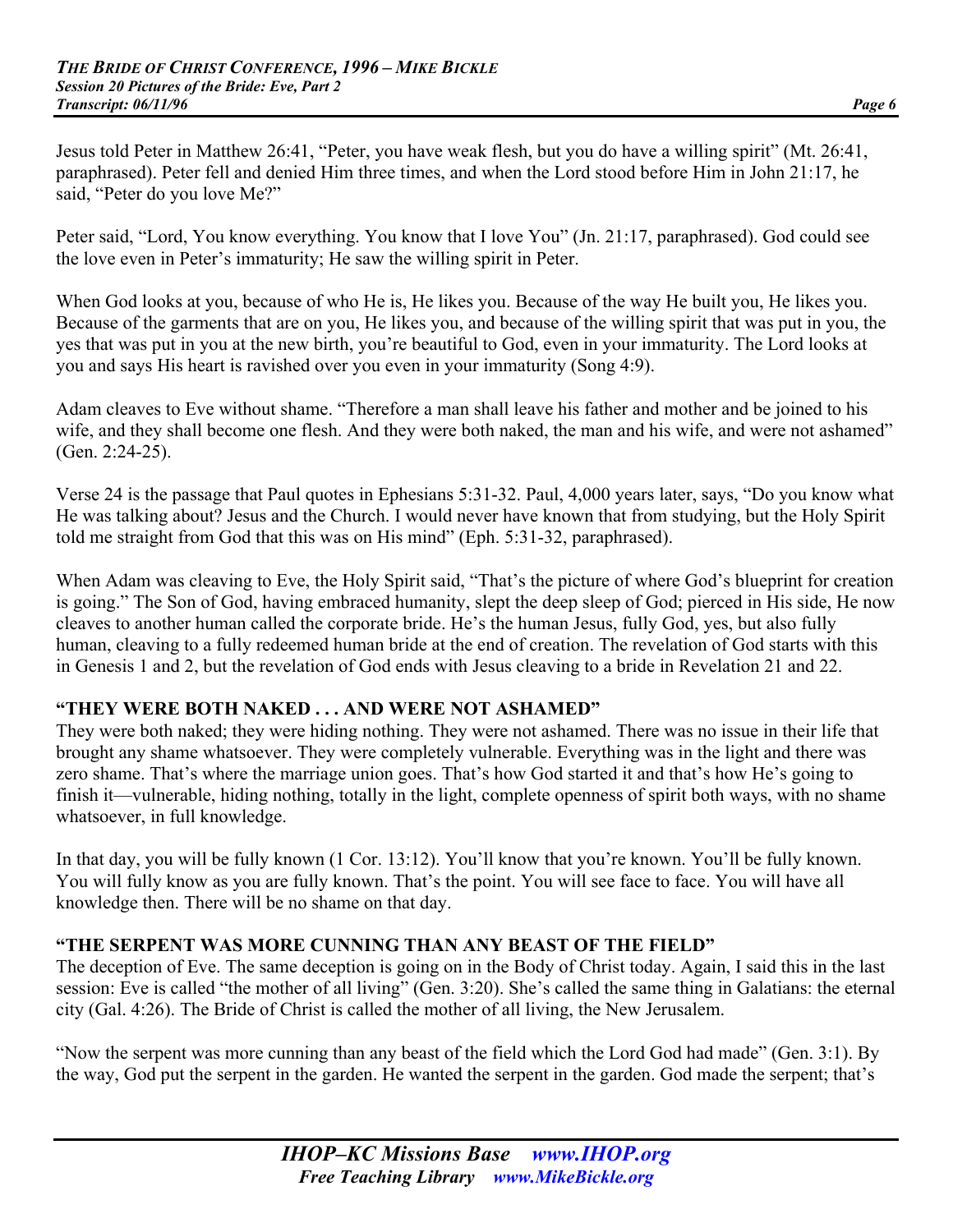Jesus told Peter in Matthew 26:41, "Peter, you have weak flesh, but you do have a willing spirit" (Mt. 26:41, paraphrased). Peter fell and denied Him three times, and when the Lord stood before Him in John 21:17, he said, "Peter do you love Me?"

Peter said, "Lord, You know everything. You know that I love You" (Jn. 21:17, paraphrased). God could see the love even in Peter's immaturity; He saw the willing spirit in Peter.

When God looks at you, because of who He is, He likes you. Because of the way He built you, He likes you. Because of the garments that are on you, He likes you, and because of the willing spirit that was put in you, the yes that was put in you at the new birth, you're beautiful to God, even in your immaturity. The Lord looks at you and says His heart is ravished over you even in your immaturity (Song 4:9).

Adam cleaves to Eve without shame. "Therefore a man shall leave his father and mother and be joined to his wife, and they shall become one flesh. And they were both naked, the man and his wife, and were not ashamed" (Gen. 2:24-25).

Verse 24 is the passage that Paul quotes in Ephesians 5:31-32. Paul, 4,000 years later, says, "Do you know what He was talking about? Jesus and the Church. I would never have known that from studying, but the Holy Spirit told me straight from God that this was on His mind" (Eph. 5:31-32, paraphrased).

When Adam was cleaving to Eve, the Holy Spirit said, "That's the picture of where God's blueprint for creation is going." The Son of God, having embraced humanity, slept the deep sleep of God; pierced in His side, He now cleaves to another human called the corporate bride. He's the human Jesus, fully God, yes, but also fully human, cleaving to a fully redeemed human bride at the end of creation. The revelation of God starts with this in Genesis 1 and 2, but the revelation of God ends with Jesus cleaving to a bride in Revelation 21 and 22.

**"THEY WERE BOTH NAKED . . . AND WERE NOT ASHAMED"**

They were both naked; they were hiding nothing. They were not ashamed. There was no issue in their life that brought any shame whatsoever. They were completely vulnerable. Everything was in the light and there was zero shame. That's where the marriage union goes. That's how God started it and that's how He's going to finish it—vulnerable, hiding nothing, totally in the light, complete openness of spirit both ways, with no shame whatsoever, in full knowledge.

In that day, you will be fully known (1 Cor. 13:12). You'll know that you're known. You'll be fully known. You will fully know as you are fully known. That's the point. You will see face to face. You will have all knowledge then. There will be no shame on that day.

**"THE SERPENT WAS MORE CUNNING THAN ANY BEAST OF THE FIELD"**

The deception of Eve. The same deception is going on in the Body of Christ today. Again, I said this in the last session: Eve is called "the mother of all living" (Gen. 3:20). She's called the same thing in Galatians: the eternal city (Gal. 4:26). The Bride of Christ is called the mother of all living, the New Jerusalem.

"Now the serpent was more cunning than any beast of the field which the Lord God had made" (Gen. 3:1). By the way, God put the serpent in the garden. He wanted the serpent in the garden. God made the serpent; that's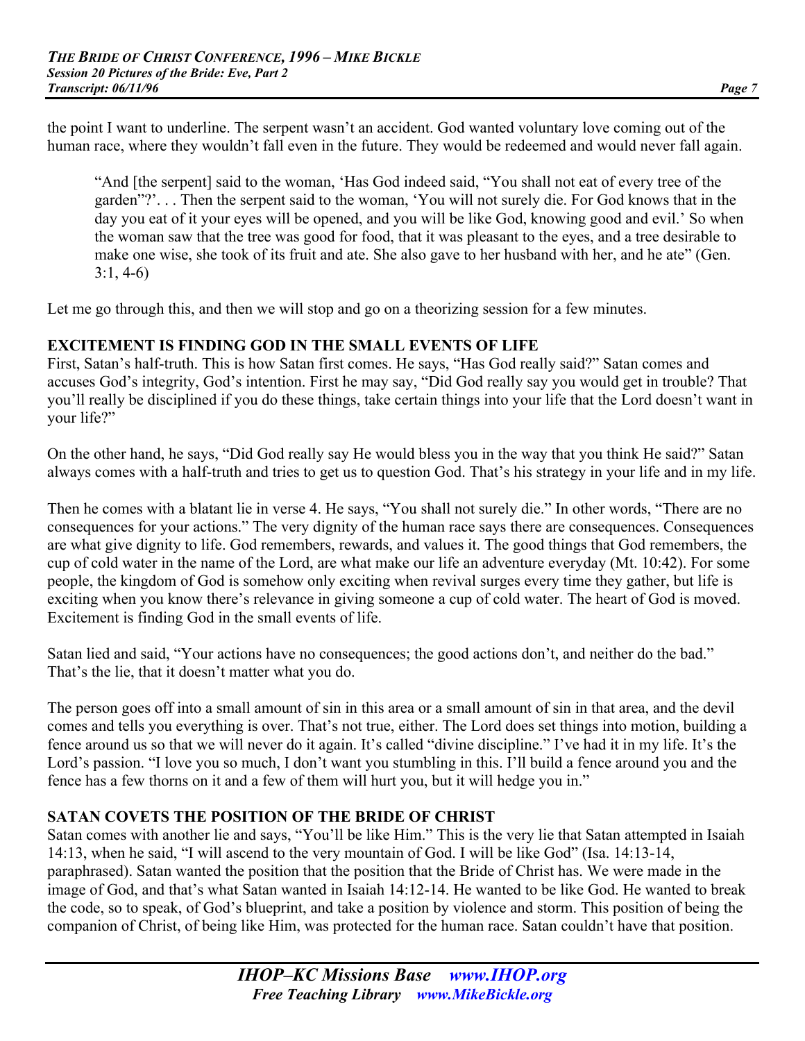the point I want to underline. The serpent wasn't an accident. God wanted voluntary love coming out of the human race, where they wouldn't fall even in the future. They would be redeemed and would never fall again.

> "And [the serpent] said to the woman, 'Has God indeed said, "You shall not eat of every tree of the garden"?'. . . Then the serpent said to the woman, 'You will not surely die. For God knows that in the day you eat of it your eyes will be opened, and you will be like God, knowing good and evil.' So when the woman saw that the tree was good for food, that it was pleasant to the eyes, and a tree desirable to make one wise, she took of its fruit and ate. She also gave to her husband with her, and he ate" (Gen. 3:1, 4-6)

Let me go through this, and then we will stop and go on a theorizing session for a few minutes.

**EXCITEMENT IS FINDING GOD IN THE SMALL EVENTS OF LIFE**

First, Satan's half-truth. This is how Satan first comes. He says, "Has God really said?" Satan comes and accuses God's integrity, God's intention. First he may say, "Did God really say you would get in trouble? That you'll really be disciplined if you do these things, take certain things into your life that the Lord doesn't want in your life?"

On the other hand, he says, "Did God really say He would bless you in the way that you think He said?" Satan always comes with a half-truth and tries to get us to question God. That's his strategy in your life and in my life.

Then he comes with a blatant lie in verse 4. He says, "You shall not surely die." In other words, "There are no consequences for your actions." The very dignity of the human race says there are consequences. Consequences are what give dignity to life. God remembers, rewards, and values it. The good things that God remembers, the cup of cold water in the name of the Lord, are what make our life an adventure everyday (Mt. 10:42). For some people, the kingdom of God is somehow only exciting when revival surges every time they gather, but life is exciting when you know there's relevance in giving someone a cup of cold water. The heart of God is moved. Excitement is finding God in the small events of life.

Satan lied and said, "Your actions have no consequences; the good actions don't, and neither do the bad." That's the lie, that it doesn't matter what you do.

The person goes off into a small amount of sin in this area or a small amount of sin in that area, and the devil comes and tells you everything is over. That's not true, either. The Lord does set things into motion, building a fence around us so that we will never do it again. It's called "divine discipline." I've had it in my life. It's the Lord's passion. "I love you so much, I don't want you stumbling in this. I'll build a fence around you and the fence has a few thorns on it and a few of them will hurt you, but it will hedge you in."

**SATAN COVETS THE POSITION OF THE BRIDE OF CHRIST**

Satan comes with another lie and says, "You'll be like Him." This is the very lie that Satan attempted in Isaiah 14:13, when he said, "I will ascend to the very mountain of God. I will be like God" (Isa. 14:13-14, paraphrased). Satan wanted the position that the position that the Bride of Christ has. We were made in the image of God, and that's what Satan wanted in Isaiah 14:12-14. He wanted to be like God. He wanted to break the code, so to speak, of God's blueprint, and take a position by violence and storm. This position of being the companion of Christ, of being like Him, was protected for the human race. Satan couldn't have that position.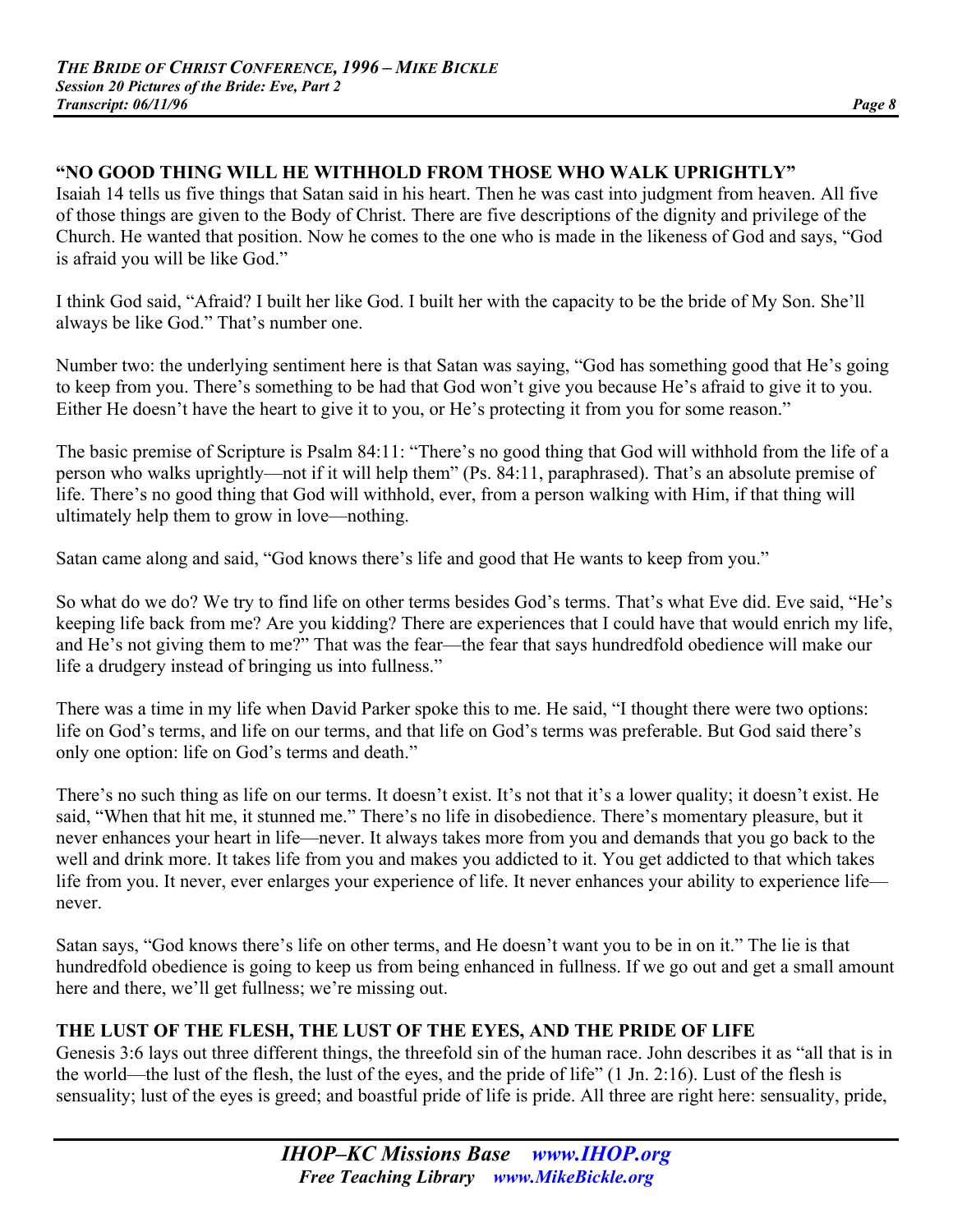## "NO GOOD THING WILL HE WITHHOLD FROM THOSE WHO WALK UPRIGHTLY"

Isaiah 14 tells us five things that Satan said in his heart. Then he was cast into judgment from heaven. All five of those things are given to the Body of Christ. There are five descriptions of the dignity and privilege of the Church. He wanted that position. Now he comes to the one who is made in the likeness of God and says, "God is afraid you will be like God."

I think God said, "Afraid? I built her like God. I built her with the capacity to be the bride of My Son. She'll always be like God." That's number one.

Number two: the underlying sentiment here is that Satan was saying, "God has something good that He's going to keep from you. There's something to be had that God won't give you because He's afraid to give it to you. Either He doesn't have the heart to give it to you, or He's protecting it from you for some reason."

The basic premise of Scripture is Psalm 84:11: "There's no good thing that God will withhold from the life of a person who walks uprightly—not if it will help them" (Ps. 84:11, paraphrased). That's an absolute premise of life. There's no good thing that God will withhold, ever, from a person walking with Him, if that thing will ultimately help them to grow in love—nothing.

Satan came along and said, "God knows there's life and good that He wants to keep from you."

So what do we do? We try to find life on other terms besides God's terms. That's what Eve did. Eve said, "He's keeping life back from me? Are you kidding? There are experiences that I could have that would enrich my life, and He's not giving them to me?" That was the fear—the fear that says hundredfold obedience will make our life a drudgery instead of bringing us into fullness."

There was a time in my life when David Parker spoke this to me. He said, "I thought there were two options: life on God's terms, and life on our terms, and that life on God's terms was preferable. But God said there's only one option: life on God's terms and death."

There's no such thing as life on our terms. It doesn't exist. It's not that it's a lower quality; it doesn't exist. He said, "When that hit me, it stunned me." There's no life in disobedience. There's momentary pleasure, but it never enhances your heart in life—never. It always takes more from you and demands that you go back to the well and drink more. It takes life from you and makes you addicted to it. You get addicted to that which takes life from you. It never, ever enlarges your experience of life. It never enhances your ability to experience life—never.

Satan says, "God knows there's life on other terms, and He doesn't want you to be in on it." The lie is that hundredfold obedience is going to keep us from being enhanced in fullness. If we go out and get a small amount here and there, we'll get fullness; we're missing out.

## THE LUST OF THE FLESH, THE LUST OF THE EYES, AND THE PRIDE OF LIFE

Genesis 3:6 lays out three different things, the threefold sin of the human race. John describes it as "all that is in the world—the lust of the flesh, the lust of the eyes, and the pride of life" (1 Jn. 2:16). Lust of the flesh is sensuality; lust of the eyes is greed; and boastful pride of life is pride. All three are right here: sensuality, pride,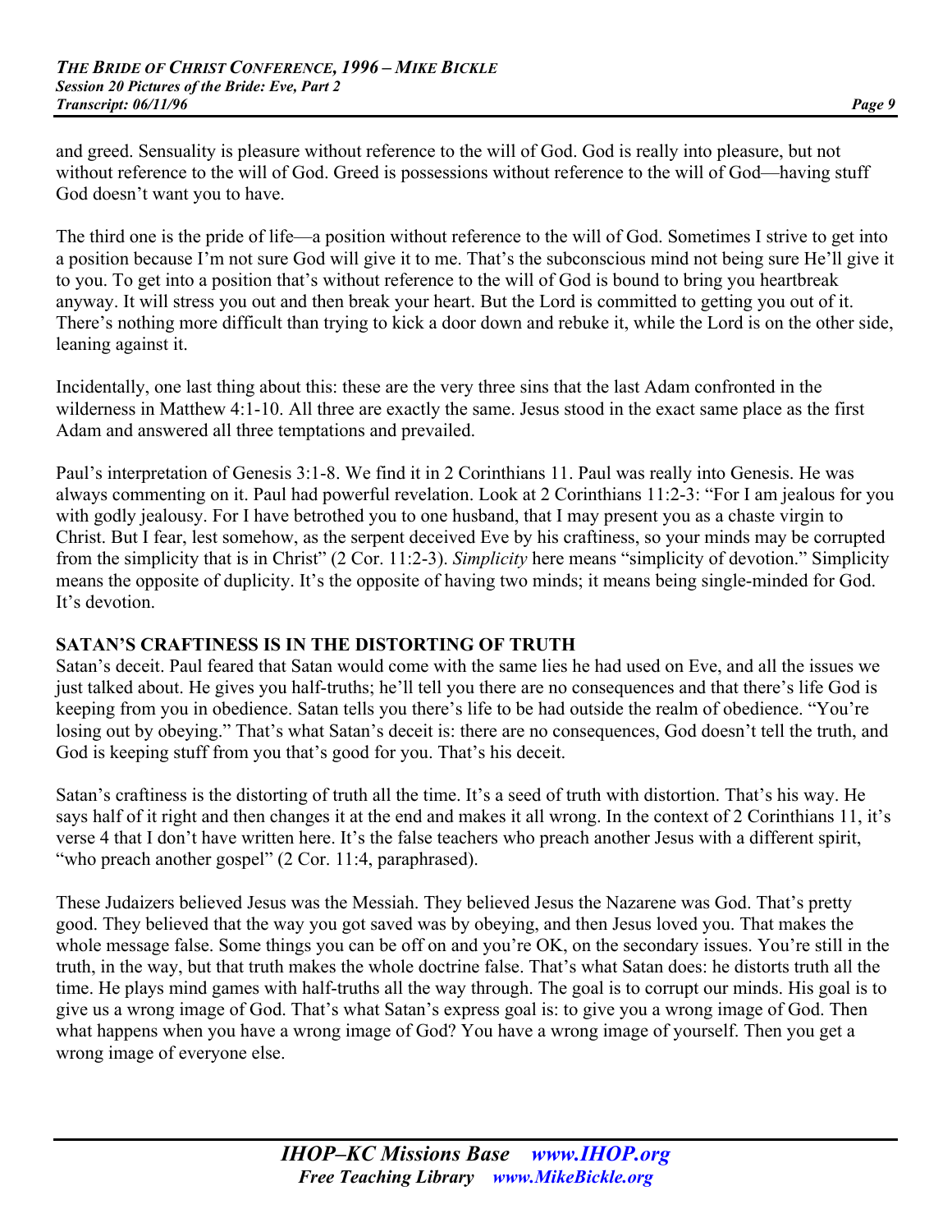and greed. Sensuality is pleasure without reference to the will of God. God is really into pleasure, but not without reference to the will of God. Greed is possessions without reference to the will of God—having stuff God doesn't want you to have.

The third one is the pride of life—a position without reference to the will of God. Sometimes I strive to get into a position because I'm not sure God will give it to me. That's the subconscious mind not being sure He'll give it to you. To get into a position that's without reference to the will of God is bound to bring you heartbreak anyway. It will stress you out and then break your heart. But the Lord is committed to getting you out of it. There's nothing more difficult than trying to kick a door down and rebuke it, while the Lord is on the other side, leaning against it.

Incidentally, one last thing about this: these are the very three sins that the last Adam confronted in the wilderness in Matthew 4:1-10. All three are exactly the same. Jesus stood in the exact same place as the first Adam and answered all three temptations and prevailed.

Paul's interpretation of Genesis 3:1-8. We find it in 2 Corinthians 11. Paul was really into Genesis. He was always commenting on it. Paul had powerful revelation. Look at 2 Corinthians 11:2-3: "For I am jealous for you with godly jealousy. For I have betrothed you to one husband, that I may present you as a chaste virgin to Christ. But I fear, lest somehow, as the serpent deceived Eve by his craftiness, so your minds may be corrupted from the simplicity that is in Christ" (2 Cor. 11:2-3). *Simplicity* here means "simplicity of devotion." Simplicity means the opposite of duplicity. It's the opposite of having two minds; it means being single-minded for God. It's devotion.

**SATAN'S CRAFTINESS IS IN THE DISTORTING OF TRUTH**

Satan's deceit. Paul feared that Satan would come with the same lies he had used on Eve, and all the issues we just talked about. He gives you half-truths; he'll tell you there are no consequences and that there's life God is keeping from you in obedience. Satan tells you there's life to be had outside the realm of obedience. "You're losing out by obeying." That's what Satan's deceit is: there are no consequences, God doesn't tell the truth, and God is keeping stuff from you that's good for you. That's his deceit.

Satan's craftiness is the distorting of truth all the time. It's a seed of truth with distortion. That's his way. He says half of it right and then changes it at the end and makes it all wrong. In the context of 2 Corinthians 11, it's verse 4 that I don't have written here. It's the false teachers who preach another Jesus with a different spirit, "who preach another gospel" (2 Cor. 11:4, paraphrased).

These Judaizers believed Jesus was the Messiah. They believed Jesus the Nazarene was God. That's pretty good. They believed that the way you got saved was by obeying, and then Jesus loved you. That makes the whole message false. Some things you can be off on and you're OK, on the secondary issues. You're still in the truth, in the way, but that truth makes the whole doctrine false. That's what Satan does: he distorts truth all the time. He plays mind games with half-truths all the way through. The goal is to corrupt our minds. His goal is to give us a wrong image of God. That's what Satan's express goal is: to give you a wrong image of God. Then what happens when you have a wrong image of God? You have a wrong image of yourself. Then you get a wrong image of everyone else.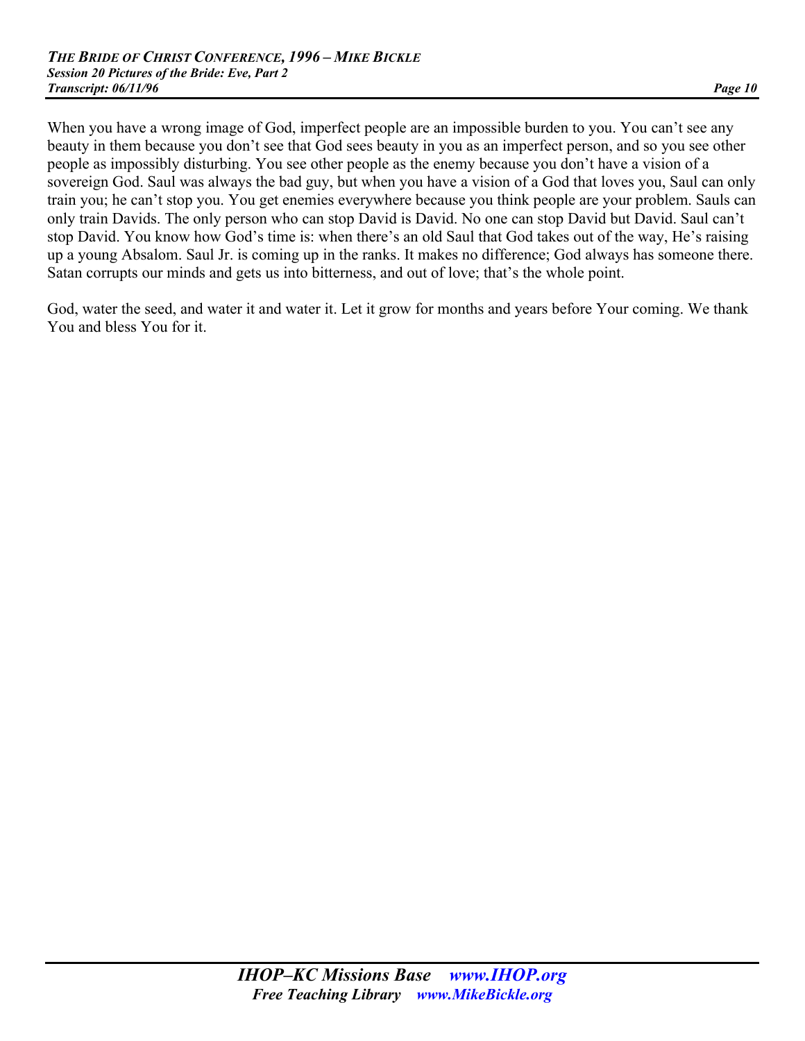When you have a wrong image of God, imperfect people are an impossible burden to you. You can't see any beauty in them because you don't see that God sees beauty in you as an imperfect person, and so you see other people as impossibly disturbing. You see other people as the enemy because you don't have a vision of a sovereign God. Saul was always the bad guy, but when you have a vision of a God that loves you, Saul can only train you; he can't stop you. You get enemies everywhere because you think people are your problem. Sauls can only train Davids. The only person who can stop David is David. No one can stop David but David. Saul can't stop David. You know how God's time is: when there's an old Saul that God takes out of the way, He's raising up a young Absalom. Saul Jr. is coming up in the ranks. It makes no difference; God always has someone there. Satan corrupts our minds and gets us into bitterness, and out of love; that's the whole point.

God, water the seed, and water it and water it. Let it grow for months and years before Your coming. We thank You and bless You for it.